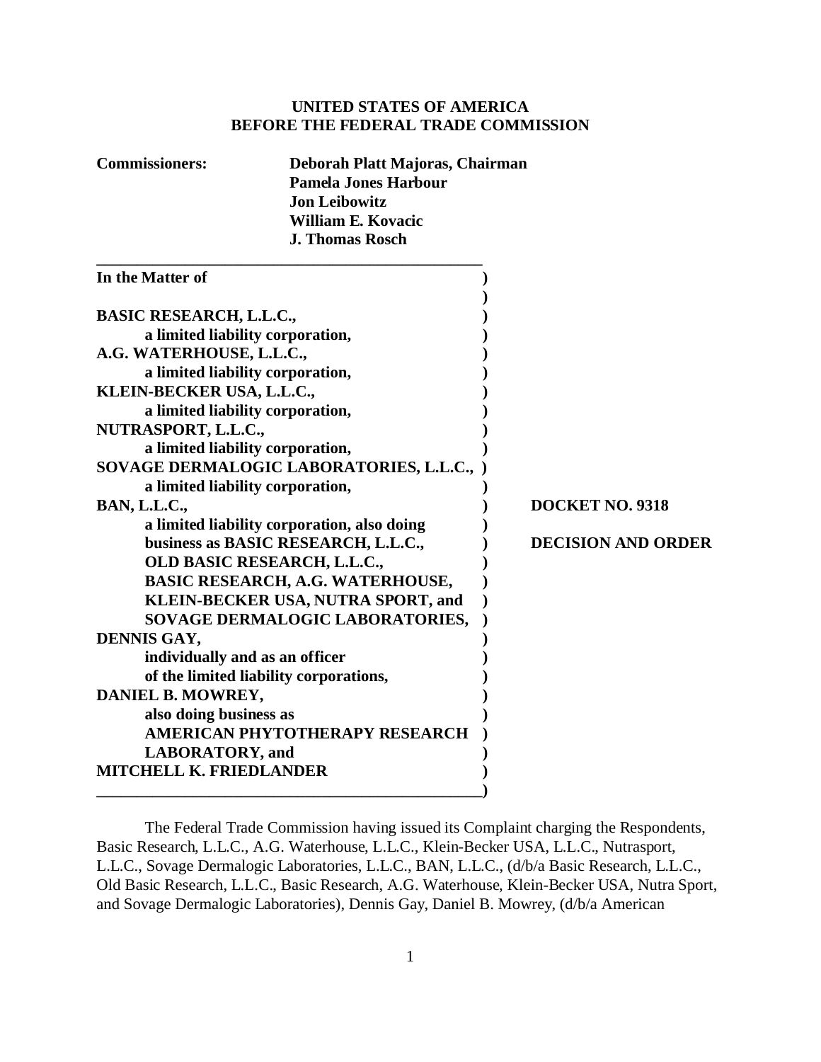**UNITED STATES OF AMERICA**
**BEFORE THE FEDERAL TRADE COMMISSION**

**Commissioners:** **Deborah Platt Majoras, Chairman**
**Pamela Jones Harbour**
**Jon Leibowitz**
**William E. Kovacic**
**J. Thomas Rosch**

| | |
|---|---|
| **In the Matter of** | |
| | |
| **BASIC RESEARCH, L.L.C.,** | |
| **a limited liability corporation,** | |
| **A.G. WATERHOUSE, L.L.C.,** | |
| **a limited liability corporation,** | |
| **KLEIN-BECKER USA, L.L.C.,** | |
| **a limited liability corporation,** | |
| **NUTRASPORT, L.L.C.,** | |
| **a limited liability corporation,** | |
| **SOVAGE DERMALOGIC LABORATORIES, L.L.C.,** | |
| **a limited liability corporation,** | |
| **BAN, L.L.C.,** | **DOCKET NO. 9318** |
| **a limited liability corporation, also doing** | |
| **business as BASIC RESEARCH, L.L.C.,** | **DECISION AND ORDER** |
| **OLD BASIC RESEARCH, L.L.C.,** | |
| **BASIC RESEARCH, A.G. WATERHOUSE,** | |
| **KLEIN-BECKER USA, NUTRA SPORT, and** | |
| **SOVAGE DERMALOGIC LABORATORIES,** | |
| **DENNIS GAY,** | |
| **individually and as an officer** | |
| **of the limited liability corporations,** | |
| **DANIEL B. MOWREY,** | |
| **also doing business as** | |
| **AMERICAN PHYTOTHERAPY RESEARCH** | |
| **LABORATORY, and** | |
| **MITCHELL K. FRIEDLANDER** | |

The Federal Trade Commission having issued its Complaint charging the Respondents, Basic Research, L.L.C., A.G. Waterhouse, L.L.C., Klein-Becker USA, L.L.C., Nutrasport, L.L.C., Sovage Dermalogic Laboratories, L.L.C., BAN, L.L.C., (d/b/a Basic Research, L.L.C., Old Basic Research, L.L.C., Basic Research, A.G. Waterhouse, Klein-Becker USA, Nutra Sport, and Sovage Dermalogic Laboratories), Dennis Gay, Daniel B. Mowrey, (d/b/a American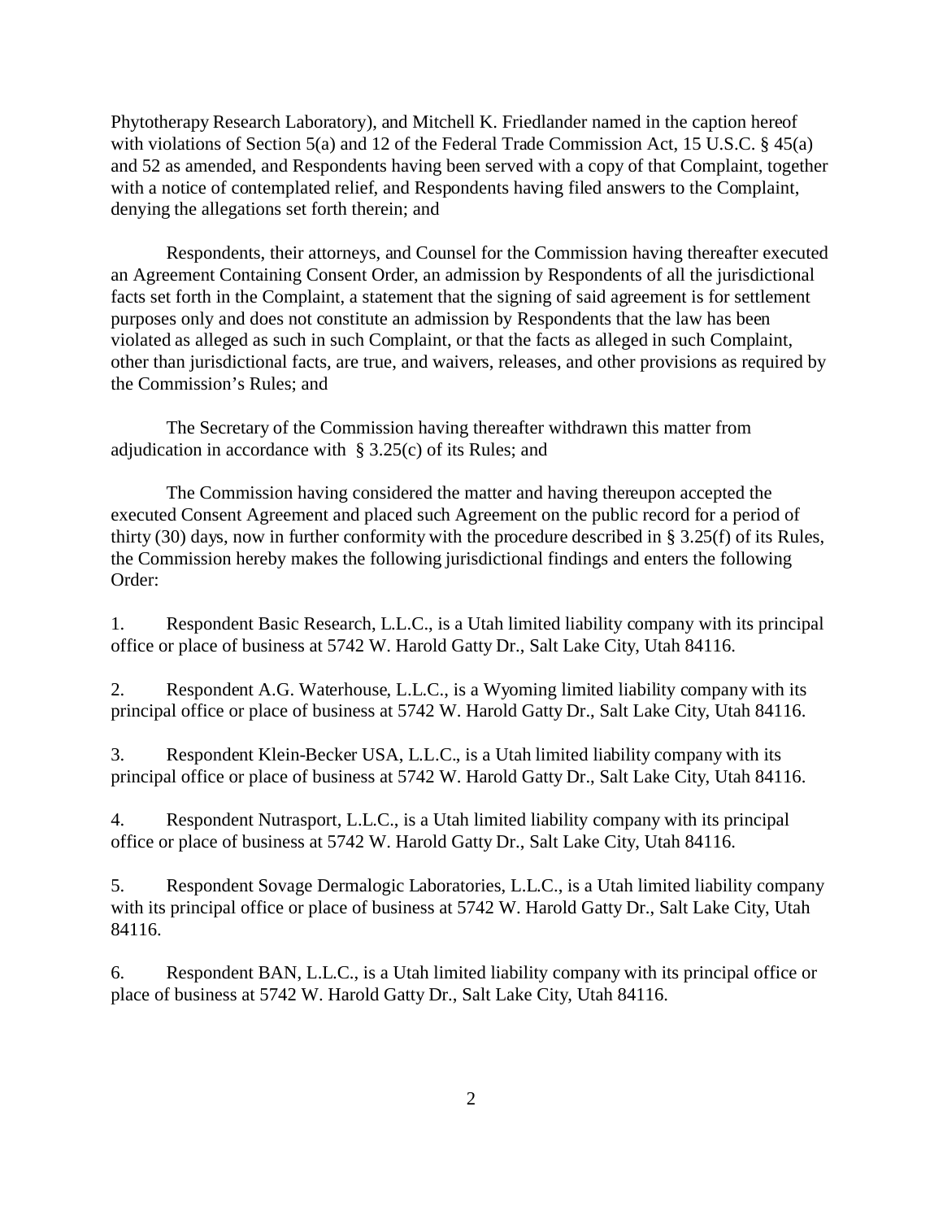Phytotherapy Research Laboratory), and Mitchell K. Friedlander named in the caption hereof with violations of Section 5(a) and 12 of the Federal Trade Commission Act, 15 U.S.C. § 45(a) and 52 as amended, and Respondents having been served with a copy of that Complaint, together with a notice of contemplated relief, and Respondents having filed answers to the Complaint, denying the allegations set forth therein; and

Respondents, their attorneys, and Counsel for the Commission having thereafter executed an Agreement Containing Consent Order, an admission by Respondents of all the jurisdictional facts set forth in the Complaint, a statement that the signing of said agreement is for settlement purposes only and does not constitute an admission by Respondents that the law has been violated as alleged as such in such Complaint, or that the facts as alleged in such Complaint, other than jurisdictional facts, are true, and waivers, releases, and other provisions as required by the Commission's Rules; and

The Secretary of the Commission having thereafter withdrawn this matter from adjudication in accordance with § 3.25(c) of its Rules; and

The Commission having considered the matter and having thereupon accepted the executed Consent Agreement and placed such Agreement on the public record for a period of thirty (30) days, now in further conformity with the procedure described in § 3.25(f) of its Rules, the Commission hereby makes the following jurisdictional findings and enters the following Order:

1. Respondent Basic Research, L.L.C., is a Utah limited liability company with its principal office or place of business at 5742 W. Harold Gatty Dr., Salt Lake City, Utah 84116.

2. Respondent A.G. Waterhouse, L.L.C., is a Wyoming limited liability company with its principal office or place of business at 5742 W. Harold Gatty Dr., Salt Lake City, Utah 84116.

3. Respondent Klein-Becker USA, L.L.C., is a Utah limited liability company with its principal office or place of business at 5742 W. Harold Gatty Dr., Salt Lake City, Utah 84116.

4. Respondent Nutrasport, L.L.C., is a Utah limited liability company with its principal office or place of business at 5742 W. Harold Gatty Dr., Salt Lake City, Utah 84116.

5. Respondent Sovage Dermalogic Laboratories, L.L.C., is a Utah limited liability company with its principal office or place of business at 5742 W. Harold Gatty Dr., Salt Lake City, Utah 84116.

6. Respondent BAN, L.L.C., is a Utah limited liability company with its principal office or place of business at 5742 W. Harold Gatty Dr., Salt Lake City, Utah 84116.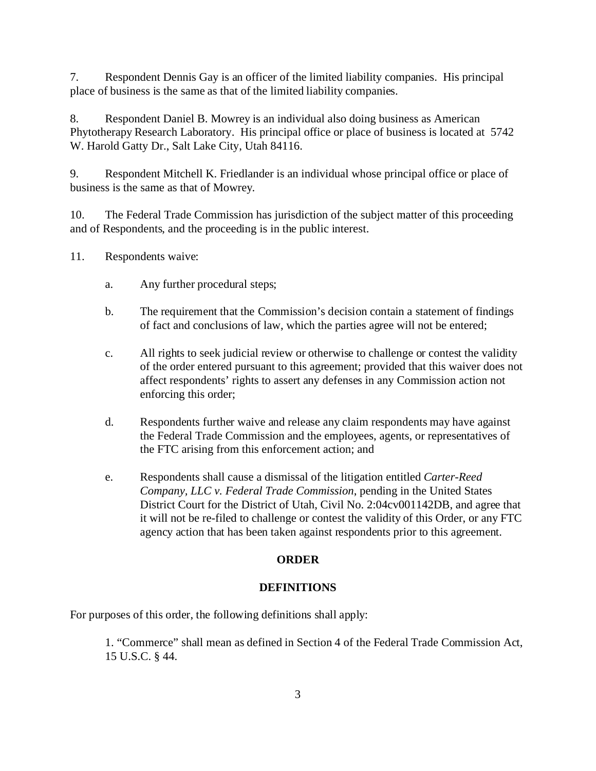7. Respondent Dennis Gay is an officer of the limited liability companies. His principal place of business is the same as that of the limited liability companies.

8. Respondent Daniel B. Mowrey is an individual also doing business as American Phytotherapy Research Laboratory. His principal office or place of business is located at 5742 W. Harold Gatty Dr., Salt Lake City, Utah 84116.

9. Respondent Mitchell K. Friedlander is an individual whose principal office or place of business is the same as that of Mowrey.

10. The Federal Trade Commission has jurisdiction of the subject matter of this proceeding and of Respondents, and the proceeding is in the public interest.

11. Respondents waive:

   a. Any further procedural steps;

   b. The requirement that the Commission's decision contain a statement of findings of fact and conclusions of law, which the parties agree will not be entered;

   c. All rights to seek judicial review or otherwise to challenge or contest the validity of the order entered pursuant to this agreement; provided that this waiver does not affect respondents' rights to assert any defenses in any Commission action not enforcing this order;

   d. Respondents further waive and release any claim respondents may have against the Federal Trade Commission and the employees, agents, or representatives of the FTC arising from this enforcement action; and

   e. Respondents shall cause a dismissal of the litigation entitled *Carter-Reed Company, LLC v. Federal Trade Commission*, pending in the United States District Court for the District of Utah, Civil No. 2:04cv001142DB, and agree that it will not be re-filed to challenge or contest the validity of this Order, or any FTC agency action that has been taken against respondents prior to this agreement.

**ORDER**

**DEFINITIONS**

For purposes of this order, the following definitions shall apply:

1. "Commerce" shall mean as defined in Section 4 of the Federal Trade Commission Act, 15 U.S.C. § 44.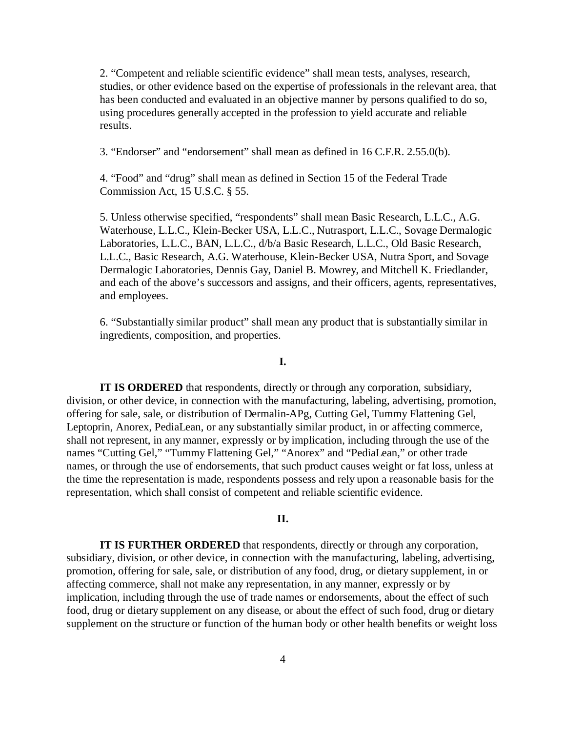2. "Competent and reliable scientific evidence" shall mean tests, analyses, research, studies, or other evidence based on the expertise of professionals in the relevant area, that has been conducted and evaluated in an objective manner by persons qualified to do so, using procedures generally accepted in the profession to yield accurate and reliable results.

3. "Endorser" and "endorsement" shall mean as defined in 16 C.F.R. 2.55.0(b).

4. "Food" and "drug" shall mean as defined in Section 15 of the Federal Trade Commission Act, 15 U.S.C. § 55.

5. Unless otherwise specified, "respondents" shall mean Basic Research, L.L.C., A.G. Waterhouse, L.L.C., Klein-Becker USA, L.L.C., Nutrasport, L.L.C., Sovage Dermalogic Laboratories, L.L.C., BAN, L.L.C., d/b/a Basic Research, L.L.C., Old Basic Research, L.L.C., Basic Research, A.G. Waterhouse, Klein-Becker USA, Nutra Sport, and Sovage Dermalogic Laboratories, Dennis Gay, Daniel B. Mowrey, and Mitchell K. Friedlander, and each of the above's successors and assigns, and their officers, agents, representatives, and employees.

6. "Substantially similar product" shall mean any product that is substantially similar in ingredients, composition, and properties.

**I.**

**IT IS ORDERED** that respondents, directly or through any corporation, subsidiary, division, or other device, in connection with the manufacturing, labeling, advertising, promotion, offering for sale, sale, or distribution of Dermalin-APg, Cutting Gel, Tummy Flattening Gel, Leptoprin, Anorex, PediaLean, or any substantially similar product, in or affecting commerce, shall not represent, in any manner, expressly or by implication, including through the use of the names "Cutting Gel," "Tummy Flattening Gel," "Anorex" and "PediaLean," or other trade names, or through the use of endorsements, that such product causes weight or fat loss, unless at the time the representation is made, respondents possess and rely upon a reasonable basis for the representation, which shall consist of competent and reliable scientific evidence.

**II.**

**IT IS FURTHER ORDERED** that respondents, directly or through any corporation, subsidiary, division, or other device, in connection with the manufacturing, labeling, advertising, promotion, offering for sale, sale, or distribution of any food, drug, or dietary supplement, in or affecting commerce, shall not make any representation, in any manner, expressly or by implication, including through the use of trade names or endorsements, about the effect of such food, drug or dietary supplement on any disease, or about the effect of such food, drug or dietary supplement on the structure or function of the human body or other health benefits or weight loss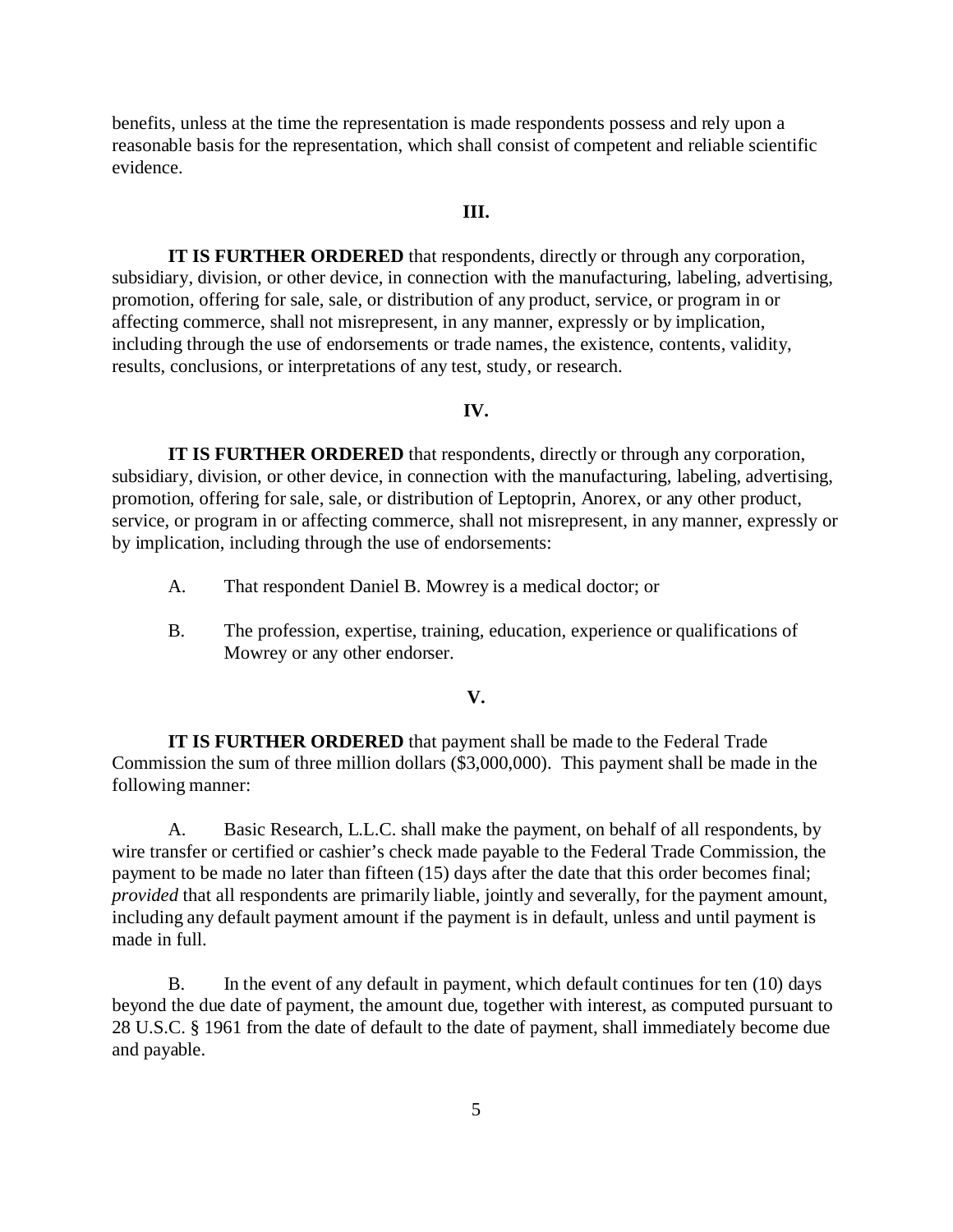benefits, unless at the time the representation is made respondents possess and rely upon a reasonable basis for the representation, which shall consist of competent and reliable scientific evidence.

**III.**

**IT IS FURTHER ORDERED** that respondents, directly or through any corporation, subsidiary, division, or other device, in connection with the manufacturing, labeling, advertising, promotion, offering for sale, sale, or distribution of any product, service, or program in or affecting commerce, shall not misrepresent, in any manner, expressly or by implication, including through the use of endorsements or trade names, the existence, contents, validity, results, conclusions, or interpretations of any test, study, or research.

**IV.**

**IT IS FURTHER ORDERED** that respondents, directly or through any corporation, subsidiary, division, or other device, in connection with the manufacturing, labeling, advertising, promotion, offering for sale, sale, or distribution of Leptoprin, Anorex, or any other product, service, or program in or affecting commerce, shall not misrepresent, in any manner, expressly or by implication, including through the use of endorsements:

A. That respondent Daniel B. Mowrey is a medical doctor; or

B. The profession, expertise, training, education, experience or qualifications of Mowrey or any other endorser.

**V.**

**IT IS FURTHER ORDERED** that payment shall be made to the Federal Trade Commission the sum of three million dollars ($3,000,000). This payment shall be made in the following manner:

A. Basic Research, L.L.C. shall make the payment, on behalf of all respondents, by wire transfer or certified or cashier's check made payable to the Federal Trade Commission, the payment to be made no later than fifteen (15) days after the date that this order becomes final; *provided* that all respondents are primarily liable, jointly and severally, for the payment amount, including any default payment amount if the payment is in default, unless and until payment is made in full.

B. In the event of any default in payment, which default continues for ten (10) days beyond the due date of payment, the amount due, together with interest, as computed pursuant to 28 U.S.C. § 1961 from the date of default to the date of payment, shall immediately become due and payable.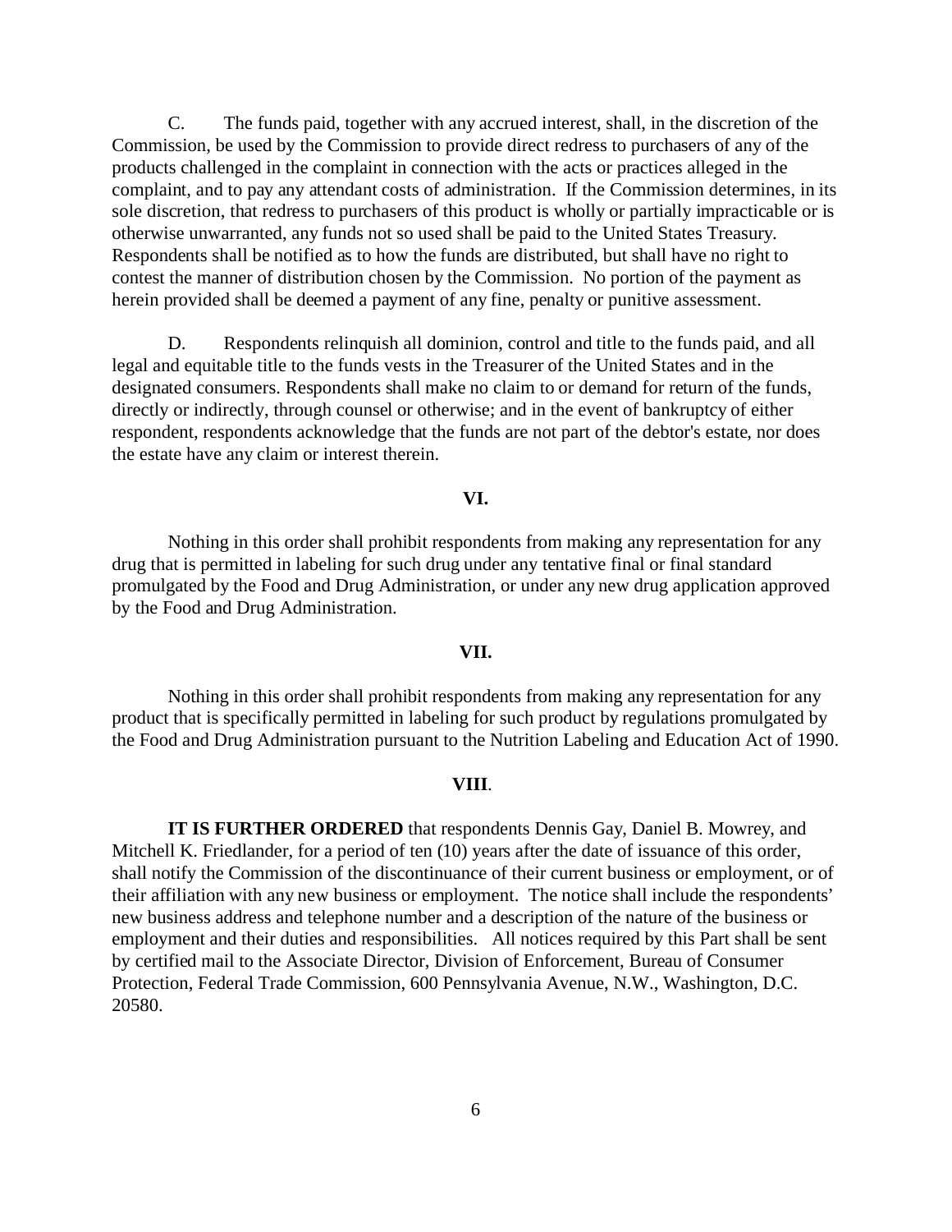C. The funds paid, together with any accrued interest, shall, in the discretion of the Commission, be used by the Commission to provide direct redress to purchasers of any of the products challenged in the complaint in connection with the acts or practices alleged in the complaint, and to pay any attendant costs of administration. If the Commission determines, in its sole discretion, that redress to purchasers of this product is wholly or partially impracticable or is otherwise unwarranted, any funds not so used shall be paid to the United States Treasury. Respondents shall be notified as to how the funds are distributed, but shall have no right to contest the manner of distribution chosen by the Commission. No portion of the payment as herein provided shall be deemed a payment of any fine, penalty or punitive assessment.

D. Respondents relinquish all dominion, control and title to the funds paid, and all legal and equitable title to the funds vests in the Treasurer of the United States and in the designated consumers. Respondents shall make no claim to or demand for return of the funds, directly or indirectly, through counsel or otherwise; and in the event of bankruptcy of either respondent, respondents acknowledge that the funds are not part of the debtor's estate, nor does the estate have any claim or interest therein.

**VI.**

Nothing in this order shall prohibit respondents from making any representation for any drug that is permitted in labeling for such drug under any tentative final or final standard promulgated by the Food and Drug Administration, or under any new drug application approved by the Food and Drug Administration.

**VII.**

Nothing in this order shall prohibit respondents from making any representation for any product that is specifically permitted in labeling for such product by regulations promulgated by the Food and Drug Administration pursuant to the Nutrition Labeling and Education Act of 1990.

**VIII**.

**IT IS FURTHER ORDERED** that respondents Dennis Gay, Daniel B. Mowrey, and Mitchell K. Friedlander, for a period of ten (10) years after the date of issuance of this order, shall notify the Commission of the discontinuance of their current business or employment, or of their affiliation with any new business or employment. The notice shall include the respondents' new business address and telephone number and a description of the nature of the business or employment and their duties and responsibilities. All notices required by this Part shall be sent by certified mail to the Associate Director, Division of Enforcement, Bureau of Consumer Protection, Federal Trade Commission, 600 Pennsylvania Avenue, N.W., Washington, D.C. 20580.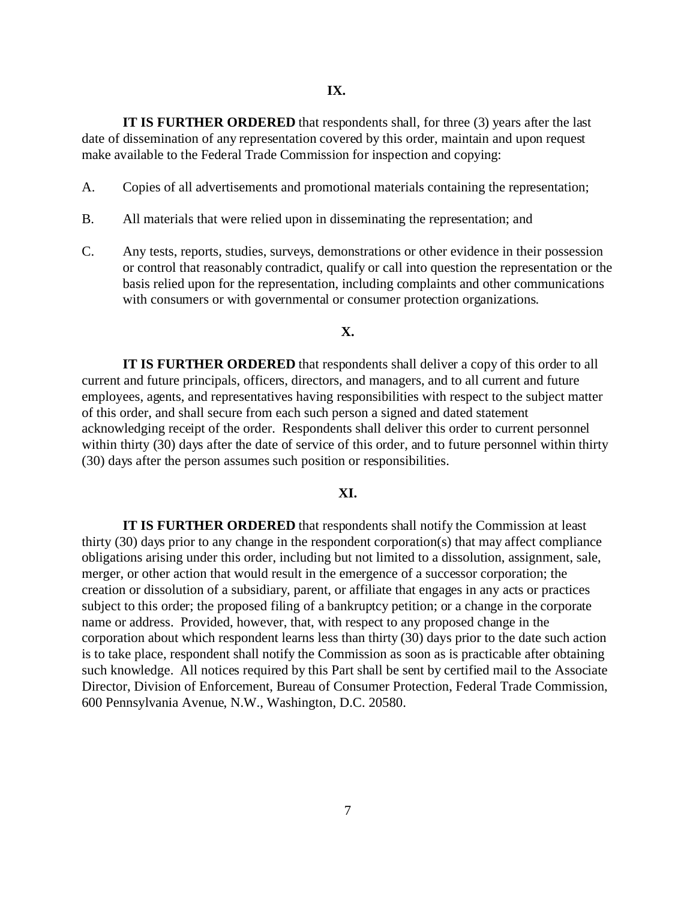**IX.**

**IT IS FURTHER ORDERED** that respondents shall, for three (3) years after the last date of dissemination of any representation covered by this order, maintain and upon request make available to the Federal Trade Commission for inspection and copying:

A. Copies of all advertisements and promotional materials containing the representation;

B. All materials that were relied upon in disseminating the representation; and

C. Any tests, reports, studies, surveys, demonstrations or other evidence in their possession or control that reasonably contradict, qualify or call into question the representation or the basis relied upon for the representation, including complaints and other communications with consumers or with governmental or consumer protection organizations.

**X.**

**IT IS FURTHER ORDERED** that respondents shall deliver a copy of this order to all current and future principals, officers, directors, and managers, and to all current and future employees, agents, and representatives having responsibilities with respect to the subject matter of this order, and shall secure from each such person a signed and dated statement acknowledging receipt of the order. Respondents shall deliver this order to current personnel within thirty (30) days after the date of service of this order, and to future personnel within thirty (30) days after the person assumes such position or responsibilities.

**XI.**

**IT IS FURTHER ORDERED** that respondents shall notify the Commission at least thirty (30) days prior to any change in the respondent corporation(s) that may affect compliance obligations arising under this order, including but not limited to a dissolution, assignment, sale, merger, or other action that would result in the emergence of a successor corporation; the creation or dissolution of a subsidiary, parent, or affiliate that engages in any acts or practices subject to this order; the proposed filing of a bankruptcy petition; or a change in the corporate name or address. Provided, however, that, with respect to any proposed change in the corporation about which respondent learns less than thirty (30) days prior to the date such action is to take place, respondent shall notify the Commission as soon as is practicable after obtaining such knowledge. All notices required by this Part shall be sent by certified mail to the Associate Director, Division of Enforcement, Bureau of Consumer Protection, Federal Trade Commission, 600 Pennsylvania Avenue, N.W., Washington, D.C. 20580.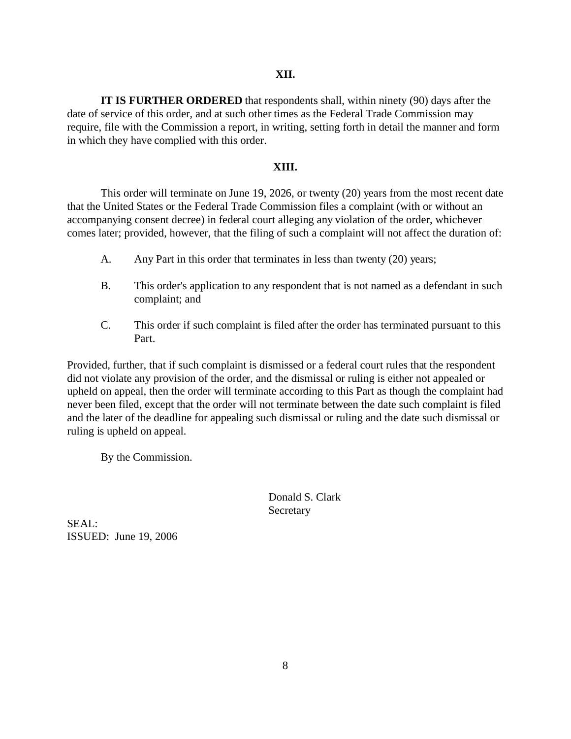## XII.

**IT IS FURTHER ORDERED** that respondents shall, within ninety (90) days after the date of service of this order, and at such other times as the Federal Trade Commission may require, file with the Commission a report, in writing, setting forth in detail the manner and form in which they have complied with this order.

## XIII.

This order will terminate on June 19, 2026, or twenty (20) years from the most recent date that the United States or the Federal Trade Commission files a complaint (with or without an accompanying consent decree) in federal court alleging any violation of the order, whichever comes later; provided, however, that the filing of such a complaint will not affect the duration of:

A. Any Part in this order that terminates in less than twenty (20) years;

B. This order's application to any respondent that is not named as a defendant in such complaint; and

C. This order if such complaint is filed after the order has terminated pursuant to this Part.

Provided, further, that if such complaint is dismissed or a federal court rules that the respondent did not violate any provision of the order, and the dismissal or ruling is either not appealed or upheld on appeal, then the order will terminate according to this Part as though the complaint had never been filed, except that the order will not terminate between the date such complaint is filed and the later of the deadline for appealing such dismissal or ruling and the date such dismissal or ruling is upheld on appeal.

By the Commission.

Donald S. Clark
Secretary

SEAL:
ISSUED: June 19, 2006